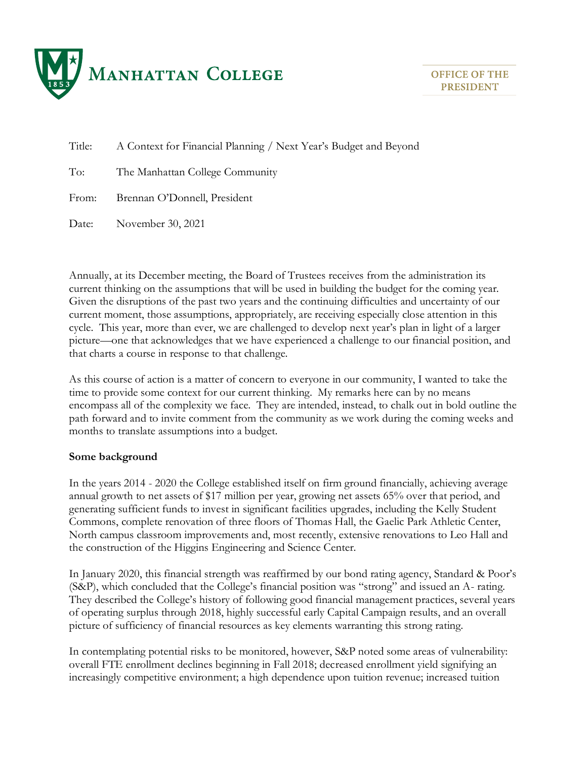**Manhattan College**

**OFFICE OF THE PRESIDENT**

Title: A Context for Financial Planning / Next Year's Budget and Beyond

To: The Manhattan College Community

From: Brennan O'Donnell, President

Date: November 30, 2021

Annually, at its December meeting, the Board of Trustees receives from the administration its current thinking on the assumptions that will be used in building the budget for the coming year. Given the disruptions of the past two years and the continuing difficulties and uncertainty of our current moment, those assumptions, appropriately, are receiving especially close attention in this cycle. This year, more than ever, we are challenged to develop next year's plan in light of a larger picture—one that acknowledges that we have experienced a challenge to our financial position, and that charts a course in response to that challenge.

As this course of action is a matter of concern to everyone in our community, I wanted to take the time to provide some context for our current thinking. My remarks here can by no means encompass all of the complexity we face. They are intended, instead, to chalk out in bold outline the path forward and to invite comment from the community as we work during the coming weeks and months to translate assumptions into a budget.

**Some background**

In the years 2014 - 2020 the College established itself on firm ground financially, achieving average annual growth to net assets of $17 million per year, growing net assets 65% over that period, and generating sufficient funds to invest in significant facilities upgrades, including the Kelly Student Commons, complete renovation of three floors of Thomas Hall, the Gaelic Park Athletic Center, North campus classroom improvements and, most recently, extensive renovations to Leo Hall and the construction of the Higgins Engineering and Science Center.

In January 2020, this financial strength was reaffirmed by our bond rating agency, Standard & Poor's (S&P), which concluded that the College's financial position was "strong" and issued an A- rating. They described the College's history of following good financial management practices, several years of operating surplus through 2018, highly successful early Capital Campaign results, and an overall picture of sufficiency of financial resources as key elements warranting this strong rating.

In contemplating potential risks to be monitored, however, S&P noted some areas of vulnerability: overall FTE enrollment declines beginning in Fall 2018; decreased enrollment yield signifying an increasingly competitive environment; a high dependence upon tuition revenue; increased tuition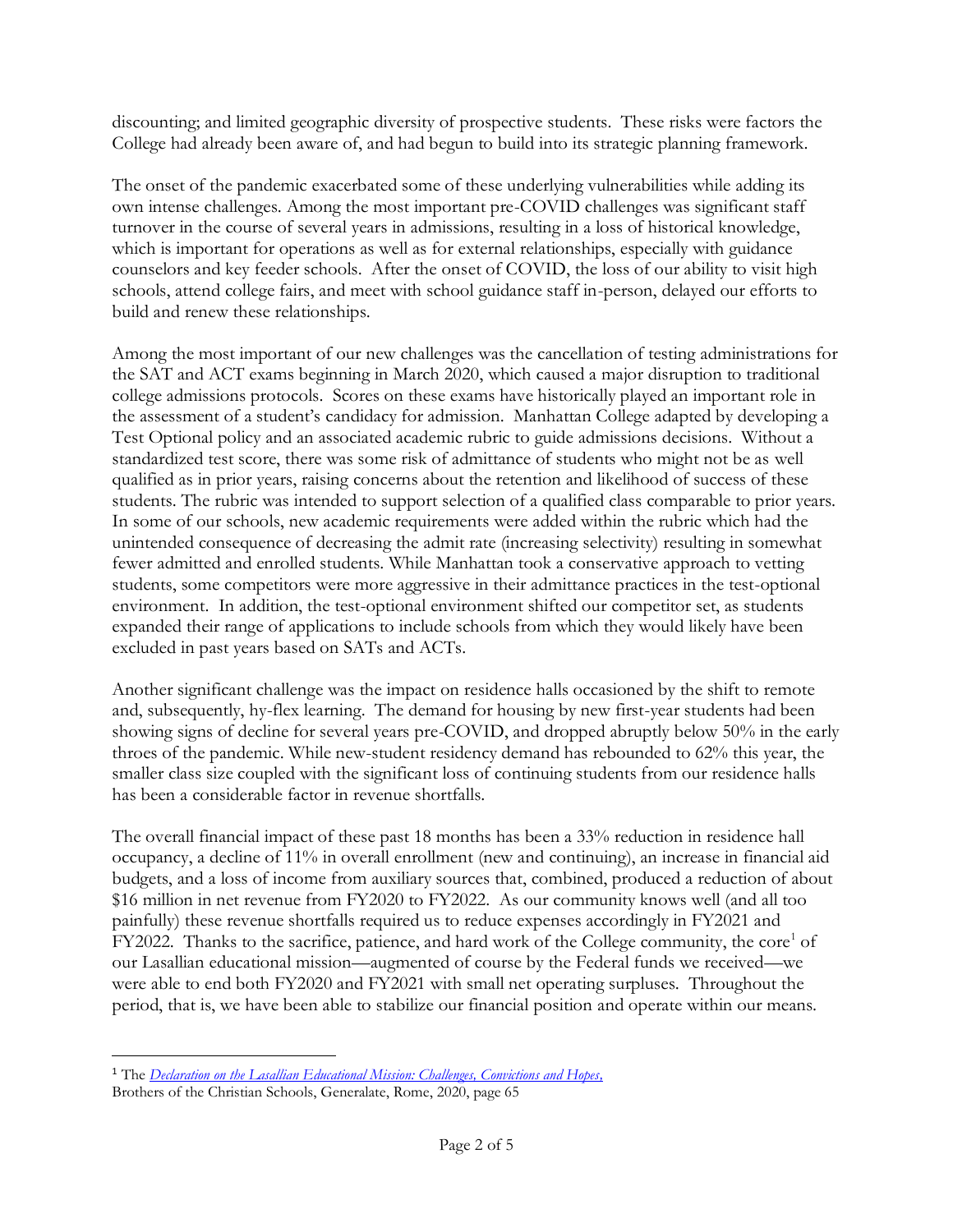discounting; and limited geographic diversity of prospective students. These risks were factors the College had already been aware of, and had begun to build into its strategic planning framework.

The onset of the pandemic exacerbated some of these underlying vulnerabilities while adding its own intense challenges. Among the most important pre-COVID challenges was significant staff turnover in the course of several years in admissions, resulting in a loss of historical knowledge, which is important for operations as well as for external relationships, especially with guidance counselors and key feeder schools. After the onset of COVID, the loss of our ability to visit high schools, attend college fairs, and meet with school guidance staff in-person, delayed our efforts to build and renew these relationships.

Among the most important of our new challenges was the cancellation of testing administrations for the SAT and ACT exams beginning in March 2020, which caused a major disruption to traditional college admissions protocols. Scores on these exams have historically played an important role in the assessment of a student's candidacy for admission. Manhattan College adapted by developing a Test Optional policy and an associated academic rubric to guide admissions decisions. Without a standardized test score, there was some risk of admittance of students who might not be as well qualified as in prior years, raising concerns about the retention and likelihood of success of these students. The rubric was intended to support selection of a qualified class comparable to prior years. In some of our schools, new academic requirements were added within the rubric which had the unintended consequence of decreasing the admit rate (increasing selectivity) resulting in somewhat fewer admitted and enrolled students. While Manhattan took a conservative approach to vetting students, some competitors were more aggressive in their admittance practices in the test-optional environment. In addition, the test-optional environment shifted our competitor set, as students expanded their range of applications to include schools from which they would likely have been excluded in past years based on SATs and ACTs.

Another significant challenge was the impact on residence halls occasioned by the shift to remote and, subsequently, hy-flex learning. The demand for housing by new first-year students had been showing signs of decline for several years pre-COVID, and dropped abruptly below 50% in the early throes of the pandemic. While new-student residency demand has rebounded to 62% this year, the smaller class size coupled with the significant loss of continuing students from our residence halls has been a considerable factor in revenue shortfalls.

The overall financial impact of these past 18 months has been a 33% reduction in residence hall occupancy, a decline of 11% in overall enrollment (new and continuing), an increase in financial aid budgets, and a loss of income from auxiliary sources that, combined, produced a reduction of about $16 million in net revenue from FY2020 to FY2022. As our community knows well (and all too painfully) these revenue shortfalls required us to reduce expenses accordingly in FY2021 and FY2022. Thanks to the sacrifice, patience, and hard work of the College community, the core[1] of our Lasallian educational mission—augmented of course by the Federal funds we received—we were able to end both FY2020 and FY2021 with small net operating surpluses. Throughout the period, that is, we have been able to stabilize our financial position and operate within our means.

---

[1] The *Declaration on the Lasallian Educational Mission: Challenges, Convictions and Hopes,* Brothers of the Christian Schools, Generalate, Rome, 2020, page 65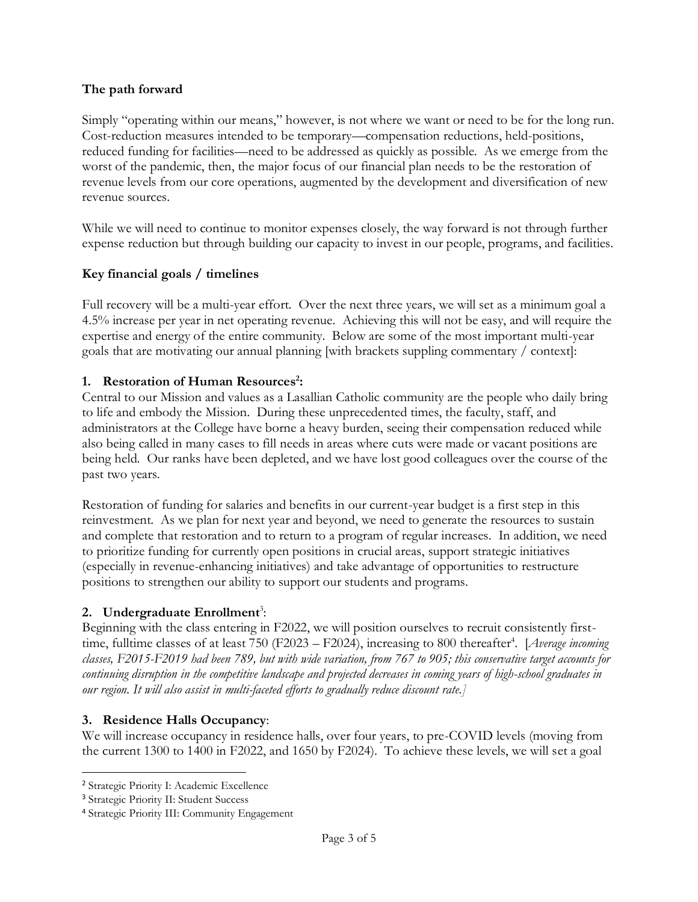**The path forward**

Simply "operating within our means," however, is not where we want or need to be for the long run. Cost-reduction measures intended to be temporary—compensation reductions, held-positions, reduced funding for facilities—need to be addressed as quickly as possible. As we emerge from the worst of the pandemic, then, the major focus of our financial plan needs to be the restoration of revenue levels from our core operations, augmented by the development and diversification of new revenue sources.

While we will need to continue to monitor expenses closely, the way forward is not through further expense reduction but through building our capacity to invest in our people, programs, and facilities.

**Key financial goals / timelines**

Full recovery will be a multi-year effort. Over the next three years, we will set as a minimum goal a 4.5% increase per year in net operating revenue. Achieving this will not be easy, and will require the expertise and energy of the entire community. Below are some of the most important multi-year goals that are motivating our annual planning [with brackets suppling commentary / context]:

**1. Restoration of Human Resources[2]:**

Central to our Mission and values as a Lasallian Catholic community are the people who daily bring to life and embody the Mission. During these unprecedented times, the faculty, staff, and administrators at the College have borne a heavy burden, seeing their compensation reduced while also being called in many cases to fill needs in areas where cuts were made or vacant positions are being held. Our ranks have been depleted, and we have lost good colleagues over the course of the past two years.

Restoration of funding for salaries and benefits in our current-year budget is a first step in this reinvestment. As we plan for next year and beyond, we need to generate the resources to sustain and complete that restoration and to return to a program of regular increases. In addition, we need to prioritize funding for currently open positions in crucial areas, support strategic initiatives (especially in revenue-enhancing initiatives) and take advantage of opportunities to restructure positions to strengthen our ability to support our students and programs.

**2. Undergraduate Enrollment**[3]:

Beginning with the class entering in F2022, we will position ourselves to recruit consistently first-time, fulltime classes of at least 750 (F2023 – F2024), increasing to 800 thereafter[4]. [*Average incoming classes, F2015-F2019 had been 789, but with wide variation, from 767 to 905; this conservative target accounts for continuing disruption in the competitive landscape and projected decreases in coming years of high-school graduates in our region. It will also assist in multi-faceted efforts to gradually reduce discount rate.*]

**3. Residence Halls Occupancy**:

We will increase occupancy in residence halls, over four years, to pre-COVID levels (moving from the current 1300 to 1400 in F2022, and 1650 by F2024). To achieve these levels, we will set a goal

---

[2] Strategic Priority I: Academic Excellence

[3] Strategic Priority II: Student Success

[4] Strategic Priority III: Community Engagement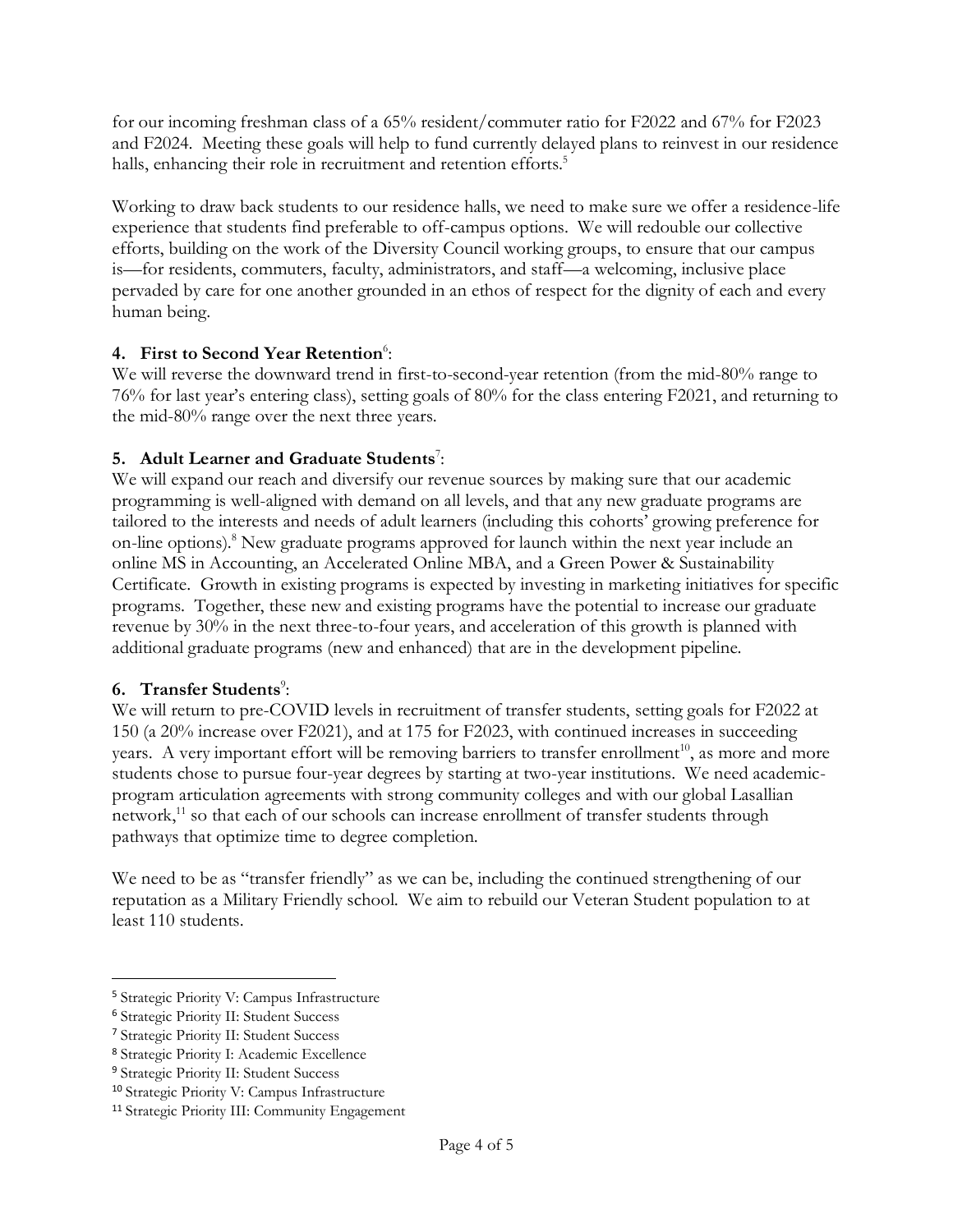for our incoming freshman class of a 65% resident/commuter ratio for F2022 and 67% for F2023 and F2024. Meeting these goals will help to fund currently delayed plans to reinvest in our residence halls, enhancing their role in recruitment and retention efforts.[5]

Working to draw back students to our residence halls, we need to make sure we offer a residence-life experience that students find preferable to off-campus options. We will redouble our collective efforts, building on the work of the Diversity Council working groups, to ensure that our campus is—for residents, commuters, faculty, administrators, and staff—a welcoming, inclusive place pervaded by care for one another grounded in an ethos of respect for the dignity of each and every human being.

**4. First to Second Year Retention**[6]:
We will reverse the downward trend in first-to-second-year retention (from the mid-80% range to 76% for last year's entering class), setting goals of 80% for the class entering F2021, and returning to the mid-80% range over the next three years.

**5. Adult Learner and Graduate Students**[7]:
We will expand our reach and diversify our revenue sources by making sure that our academic programming is well-aligned with demand on all levels, and that any new graduate programs are tailored to the interests and needs of adult learners (including this cohorts' growing preference for on-line options).[8] New graduate programs approved for launch within the next year include an online MS in Accounting, an Accelerated Online MBA, and a Green Power & Sustainability Certificate. Growth in existing programs is expected by investing in marketing initiatives for specific programs. Together, these new and existing programs have the potential to increase our graduate revenue by 30% in the next three-to-four years, and acceleration of this growth is planned with additional graduate programs (new and enhanced) that are in the development pipeline.

**6. Transfer Students**[9]:
We will return to pre-COVID levels in recruitment of transfer students, setting goals for F2022 at 150 (a 20% increase over F2021), and at 175 for F2023, with continued increases in succeeding years. A very important effort will be removing barriers to transfer enrollment[10], as more and more students chose to pursue four-year degrees by starting at two-year institutions. We need academic-program articulation agreements with strong community colleges and with our global Lasallian network,[11] so that each of our schools can increase enrollment of transfer students through pathways that optimize time to degree completion.

We need to be as "transfer friendly" as we can be, including the continued strengthening of our reputation as a Military Friendly school. We aim to rebuild our Veteran Student population to at least 110 students.

---

[5] Strategic Priority V: Campus Infrastructure
[6] Strategic Priority II: Student Success
[7] Strategic Priority II: Student Success
[8] Strategic Priority I: Academic Excellence
[9] Strategic Priority II: Student Success
[10] Strategic Priority V: Campus Infrastructure
[11] Strategic Priority III: Community Engagement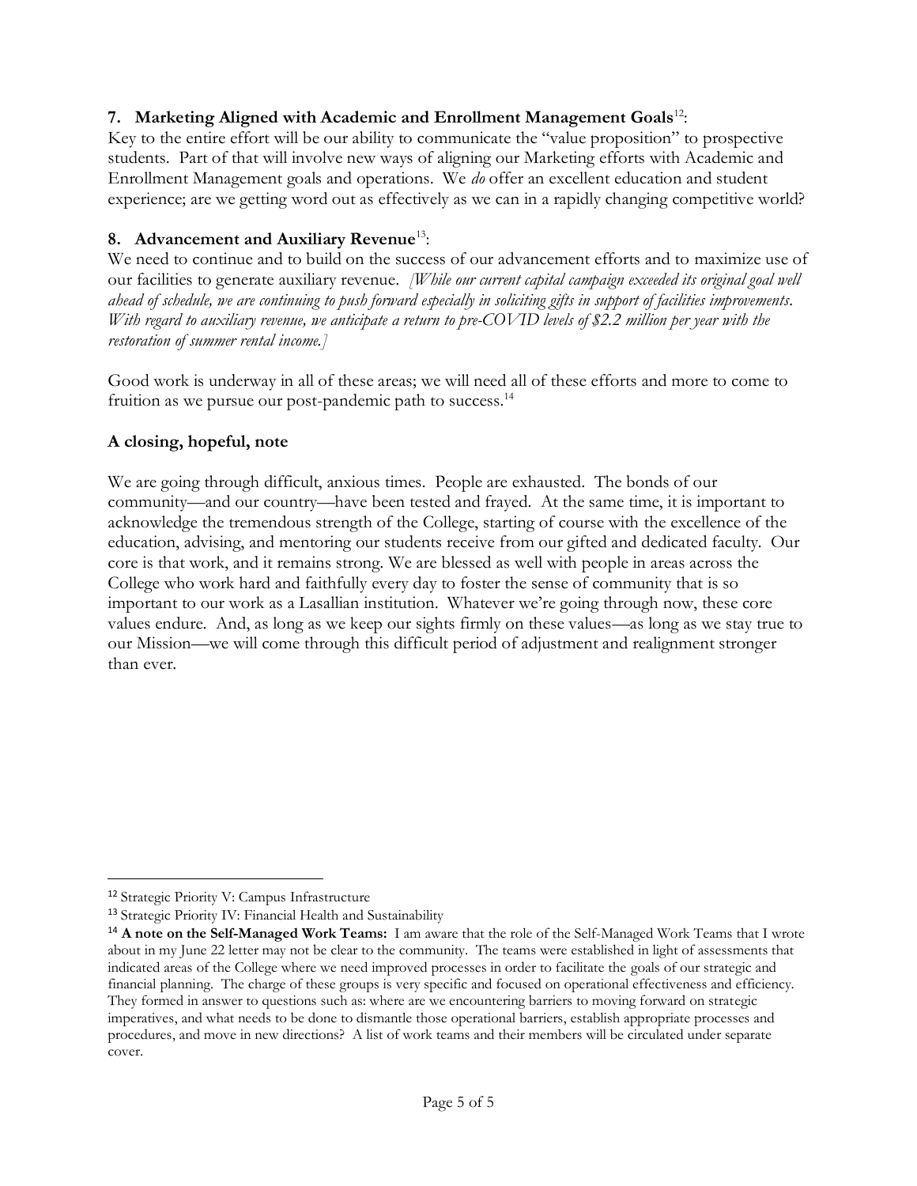### 7. Marketing Aligned with Academic and Enrollment Management Goals[12]:

Key to the entire effort will be our ability to communicate the "value proposition" to prospective students. Part of that will involve new ways of aligning our Marketing efforts with Academic and Enrollment Management goals and operations. We *do* offer an excellent education and student experience; are we getting word out as effectively as we can in a rapidly changing competitive world?

### 8. Advancement and Auxiliary Revenue[13]:

We need to continue and to build on the success of our advancement efforts and to maximize use of our facilities to generate auxiliary revenue. *[While our current capital campaign exceeded its original goal well ahead of schedule, we are continuing to push forward especially in soliciting gifts in support of facilities improvements. With regard to auxiliary revenue, we anticipate a return to pre-COVID levels of $2.2 million per year with the restoration of summer rental income.]*

Good work is underway in all of these areas; we will need all of these efforts and more to come to fruition as we pursue our post-pandemic path to success.[14]

### A closing, hopeful, note

We are going through difficult, anxious times. People are exhausted. The bonds of our community—and our country—have been tested and frayed. At the same time, it is important to acknowledge the tremendous strength of the College, starting of course with the excellence of the education, advising, and mentoring our students receive from our gifted and dedicated faculty. Our core is that work, and it remains strong. We are blessed as well with people in areas across the College who work hard and faithfully every day to foster the sense of community that is so important to our work as a Lasallian institution. Whatever we're going through now, these core values endure. And, as long as we keep our sights firmly on these values—as long as we stay true to our Mission—we will come through this difficult period of adjustment and realignment stronger than ever.

---

[12] Strategic Priority V: Campus Infrastructure

[13] Strategic Priority IV: Financial Health and Sustainability

[14] **A note on the Self-Managed Work Teams:** I am aware that the role of the Self-Managed Work Teams that I wrote about in my June 22 letter may not be clear to the community. The teams were established in light of assessments that indicated areas of the College where we need improved processes in order to facilitate the goals of our strategic and financial planning. The charge of these groups is very specific and focused on operational effectiveness and efficiency. They formed in answer to questions such as: where are we encountering barriers to moving forward on strategic imperatives, and what needs to be done to dismantle those operational barriers, establish appropriate processes and procedures, and move in new directions? A list of work teams and their members will be circulated under separate cover.